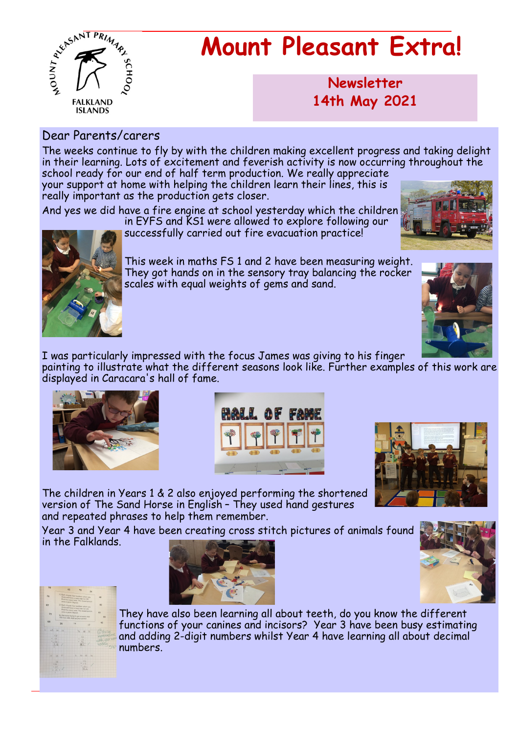# Mount Pleasant Extra!

## Newsletter
## 14th May 2021

Dear Parents/carers

The weeks continue to fly by with the children making excellent progress and taking delight in their learning. Lots of excitement and feverish activity is now occurring throughout the school ready for our end of half term production. We really appreciate your support at home with helping the children learn their lines, this is really important as the production gets closer.

And yes we did have a fire engine at school yesterday which the children in EYFS and KS1 were allowed to explore following our successfully carried out fire evacuation practice!

This week in maths FS 1 and 2 have been measuring weight. They got hands on in the sensory tray balancing the rocker scales with equal weights of gems and sand.

I was particularly impressed with the focus James was giving to his finger painting to illustrate what the different seasons look like. Further examples of this work are displayed in Caracara's hall of fame.

The children in Years 1 & 2 also enjoyed performing the shortened version of The Sand Horse in English – They used hand gestures and repeated phrases to help them remember.

Year 3 and Year 4 have been creating cross stitch pictures of animals found in the Falklands.

They have also been learning all about teeth, do you know the different functions of your canines and incisors? Year 3 have been busy estimating and adding 2-digit numbers whilst Year 4 have learning all about decimal numbers.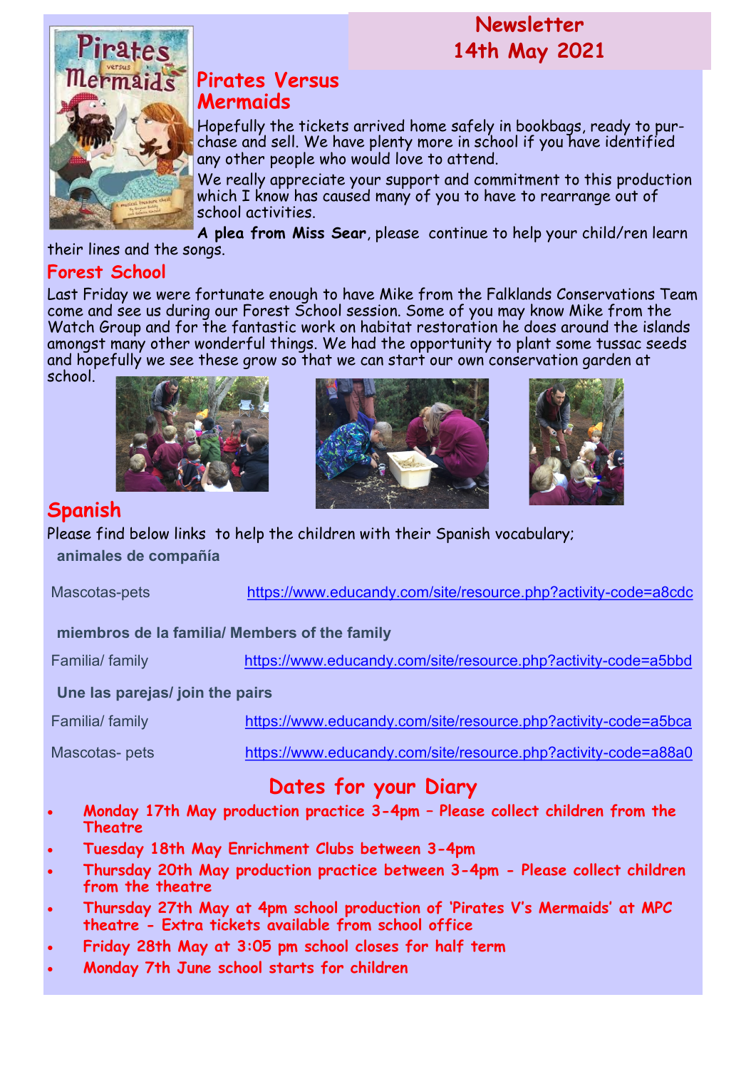# Newsletter 14th May 2021

## Pirates Versus Mermaids

Hopefully the tickets arrived home safely in bookbags, ready to purchase and sell. We have plenty more in school if you have identified any other people who would love to attend.

We really appreciate your support and commitment to this production which I know has caused many of you to have to rearrange out of school activities.

**A plea from Miss Sear**, please continue to help your child/ren learn their lines and the songs.

## Forest School

Last Friday we were fortunate enough to have Mike from the Falklands Conservations Team come and see us during our Forest School session. Some of you may know Mike from the Watch Group and for the fantastic work on habitat restoration he does around the islands amongst many other wonderful things. We had the opportunity to plant some tussac seeds and hopefully we see these grow so that we can start our own conservation garden at school.

## Spanish

Please find below links to help the children with their Spanish vocabulary;

**animales de compañía**

Mascotas-pets https://www.educandy.com/site/resource.php?activity-code=a8cdc

**miembros de la familia/ Members of the family**

Familia/ family https://www.educandy.com/site/resource.php?activity-code=a5bbd

**Une las parejas/ join the pairs**

Familia/ family https://www.educandy.com/site/resource.php?activity-code=a5bca

Mascotas- pets https://www.educandy.com/site/resource.php?activity-code=a88a0

## Dates for your Diary

- **Monday 17th May production practice 3-4pm – Please collect children from the Theatre**
- **Tuesday 18th May Enrichment Clubs between 3-4pm**
- **Thursday 20th May production practice between 3-4pm - Please collect children from the theatre**
- **Thursday 27th May at 4pm school production of 'Pirates V's Mermaids' at MPC theatre - Extra tickets available from school office**
- **Friday 28th May at 3:05 pm school closes for half term**
- **Monday 7th June school starts for children**